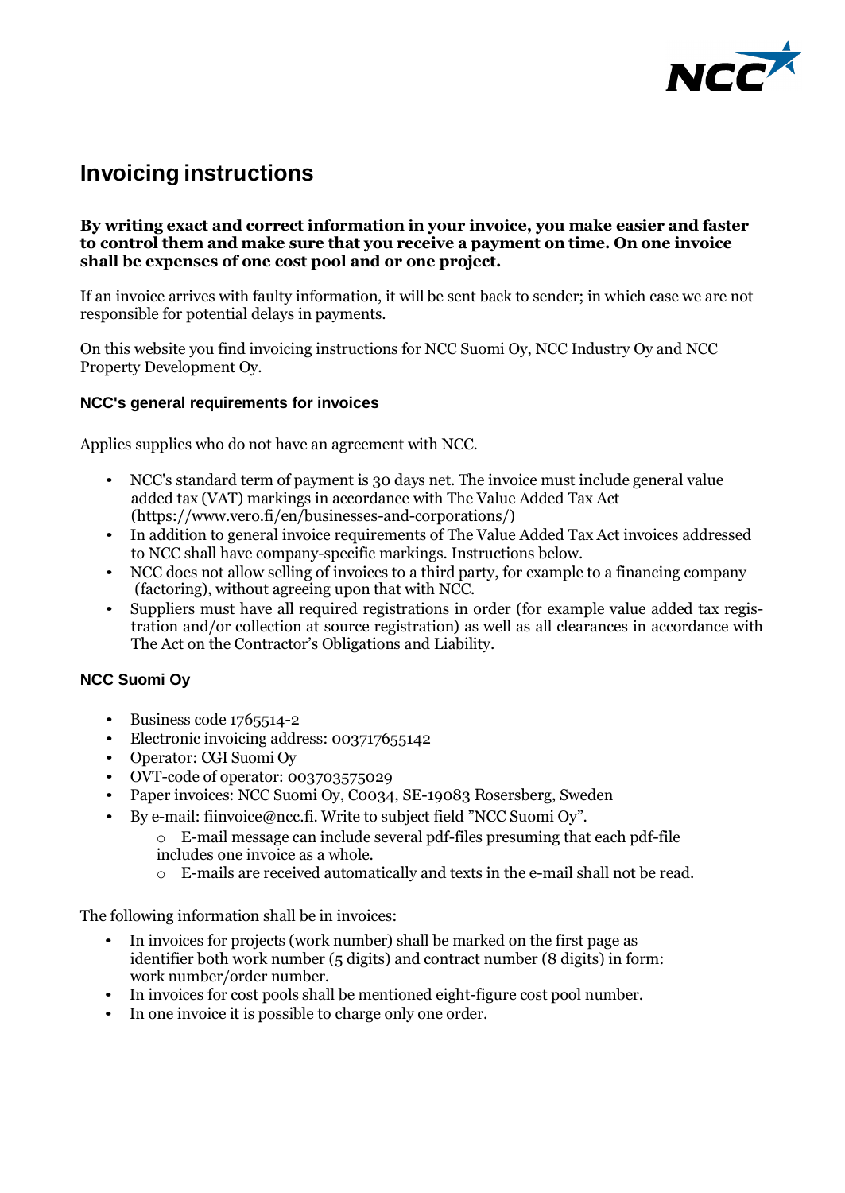# Invoicing instructions

**By writing exact and correct information in your invoice, you make easier and faster to control them and make sure that you receive a payment on time. On one invoice shall be expenses of one cost pool and or one project.**

If an invoice arrives with faulty information, it will be sent back to sender; in which case we are not responsible for potential delays in payments.

On this website you find invoicing instructions for NCC Suomi Oy, NCC Industry Oy and NCC Property Development Oy.

### NCC's general requirements for invoices

Applies supplies who do not have an agreement with NCC.

- NCC's standard term of payment is 30 days net. The invoice must include general value added tax (VAT) markings in accordance with The Value Added Tax Act (https://www.vero.fi/en/businesses-and-corporations/)
- In addition to general invoice requirements of The Value Added Tax Act invoices addressed to NCC shall have company-specific markings. Instructions below.
- NCC does not allow selling of invoices to a third party, for example to a financing company (factoring), without agreeing upon that with NCC.
- Suppliers must have all required registrations in order (for example value added tax registration and/or collection at source registration) as well as all clearances in accordance with The Act on the Contractor's Obligations and Liability.

### NCC Suomi Oy

- Business code 1765514-2
- Electronic invoicing address: 003717655142
- Operator: CGI Suomi Oy
- OVT-code of operator: 003703575029
- Paper invoices: NCC Suomi Oy, C0034, SE-19083 Rosersberg, Sweden
- By e-mail: fiinvoice@ncc.fi. Write to subject field "NCC Suomi Oy".
  - E-mail message can include several pdf-files presuming that each pdf-file includes one invoice as a whole.
  - E-mails are received automatically and texts in the e-mail shall not be read.

The following information shall be in invoices:

- In invoices for projects (work number) shall be marked on the first page as identifier both work number (5 digits) and contract number (8 digits) in form: work number/order number.
- In invoices for cost pools shall be mentioned eight-figure cost pool number.
- In one invoice it is possible to charge only one order.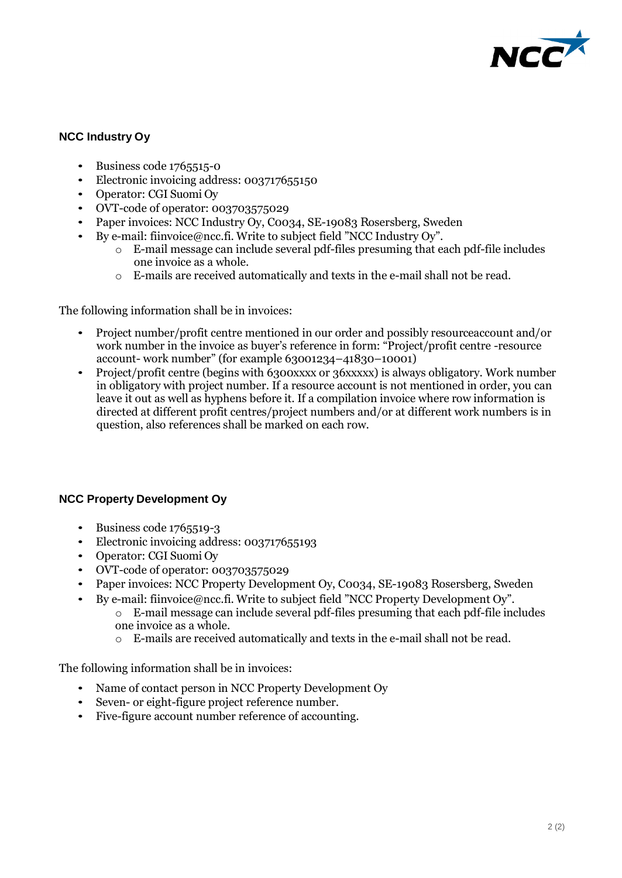## NCC Industry Oy

- Business code 1765515-0
- Electronic invoicing address: 003717655150
- Operator: CGI Suomi Oy
- OVT-code of operator: 003703575029
- Paper invoices: NCC Industry Oy, C0034, SE-19083 Rosersberg, Sweden
- By e-mail: fiinvoice@ncc.fi. Write to subject field ”NCC Industry Oy”.
    - E-mail message can include several pdf-files presuming that each pdf-file includes one invoice as a whole.
    - E-mails are received automatically and texts in the e-mail shall not be read.

The following information shall be in invoices:

- Project number/profit centre mentioned in our order and possibly resourceaccount and/or work number in the invoice as buyer's reference in form: "Project/profit centre -resource account- work number" (for example 63001234–41830–10001)
- Project/profit centre (begins with 6300xxxx or 36xxxxx) is always obligatory. Work number in obligatory with project number. If a resource account is not mentioned in order, you can leave it out as well as hyphens before it. If a compilation invoice where row information is directed at different profit centres/project numbers and/or at different work numbers is in question, also references shall be marked on each row.

## NCC Property Development Oy

- Business code 1765519-3
- Electronic invoicing address: 003717655193
- Operator: CGI Suomi Oy
- OVT-code of operator: 003703575029
- Paper invoices: NCC Property Development Oy, C0034, SE-19083 Rosersberg, Sweden
- By e-mail: fiinvoice@ncc.fi. Write to subject field ”NCC Property Development Oy”.
    - E-mail message can include several pdf-files presuming that each pdf-file includes one invoice as a whole.
    - E-mails are received automatically and texts in the e-mail shall not be read.

The following information shall be in invoices:

- Name of contact person in NCC Property Development Oy
- Seven- or eight-figure project reference number.
- Five-figure account number reference of accounting.